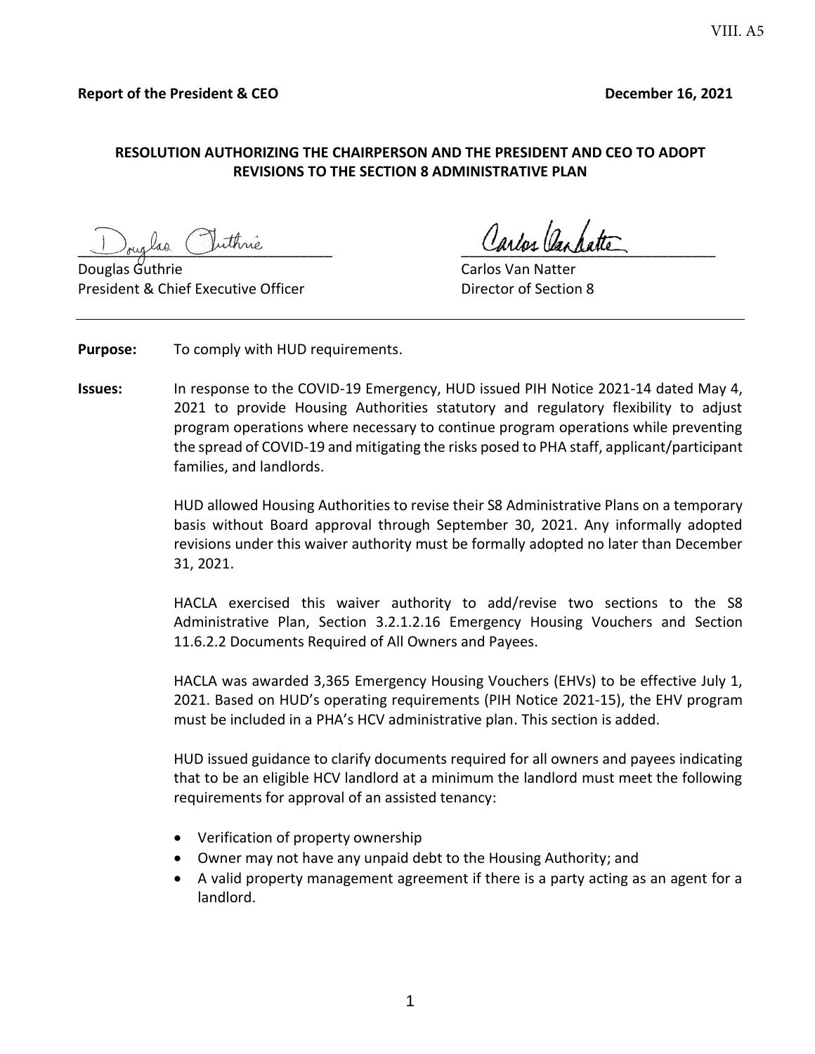VIII. A5

**Report of the President & CEO** **December 16, 2021**

**RESOLUTION AUTHORIZING THE CHAIRPERSON AND THE PRESIDENT AND CEO TO ADOPT REVISIONS TO THE SECTION 8 ADMINISTRATIVE PLAN**

Douglas Guthrie
President & Chief Executive Officer

Carlos Van Natter
Director of Section 8

---

**Purpose:** To comply with HUD requirements.

**Issues:** In response to the COVID-19 Emergency, HUD issued PIH Notice 2021-14 dated May 4, 2021 to provide Housing Authorities statutory and regulatory flexibility to adjust program operations where necessary to continue program operations while preventing the spread of COVID-19 and mitigating the risks posed to PHA staff, applicant/participant families, and landlords.

HUD allowed Housing Authorities to revise their S8 Administrative Plans on a temporary basis without Board approval through September 30, 2021. Any informally adopted revisions under this waiver authority must be formally adopted no later than December 31, 2021.

HACLA exercised this waiver authority to add/revise two sections to the S8 Administrative Plan, Section 3.2.1.2.16 Emergency Housing Vouchers and Section 11.6.2.2 Documents Required of All Owners and Payees.

HACLA was awarded 3,365 Emergency Housing Vouchers (EHVs) to be effective July 1, 2021. Based on HUD's operating requirements (PIH Notice 2021-15), the EHV program must be included in a PHA's HCV administrative plan. This section is added.

HUD issued guidance to clarify documents required for all owners and payees indicating that to be an eligible HCV landlord at a minimum the landlord must meet the following requirements for approval of an assisted tenancy:

- Verification of property ownership
- Owner may not have any unpaid debt to the Housing Authority; and
- A valid property management agreement if there is a party acting as an agent for a landlord.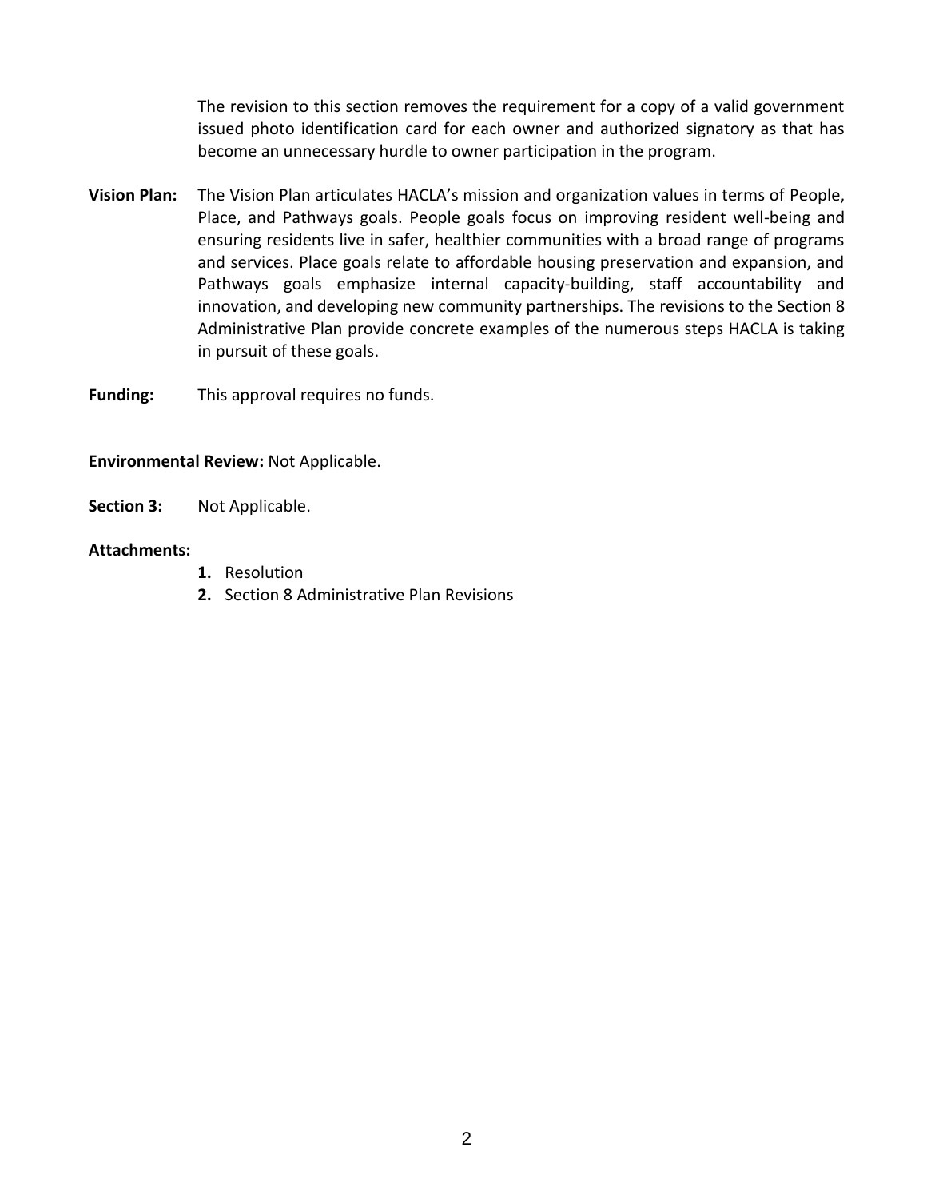The revision to this section removes the requirement for a copy of a valid government issued photo identification card for each owner and authorized signatory as that has become an unnecessary hurdle to owner participation in the program.

**Vision Plan:** The Vision Plan articulates HACLA's mission and organization values in terms of People, Place, and Pathways goals. People goals focus on improving resident well-being and ensuring residents live in safer, healthier communities with a broad range of programs and services. Place goals relate to affordable housing preservation and expansion, and Pathways goals emphasize internal capacity-building, staff accountability and innovation, and developing new community partnerships. The revisions to the Section 8 Administrative Plan provide concrete examples of the numerous steps HACLA is taking in pursuit of these goals.

**Funding:** This approval requires no funds.

**Environmental Review:** Not Applicable.

**Section 3:** Not Applicable.

**Attachments:**

1. Resolution
2. Section 8 Administrative Plan Revisions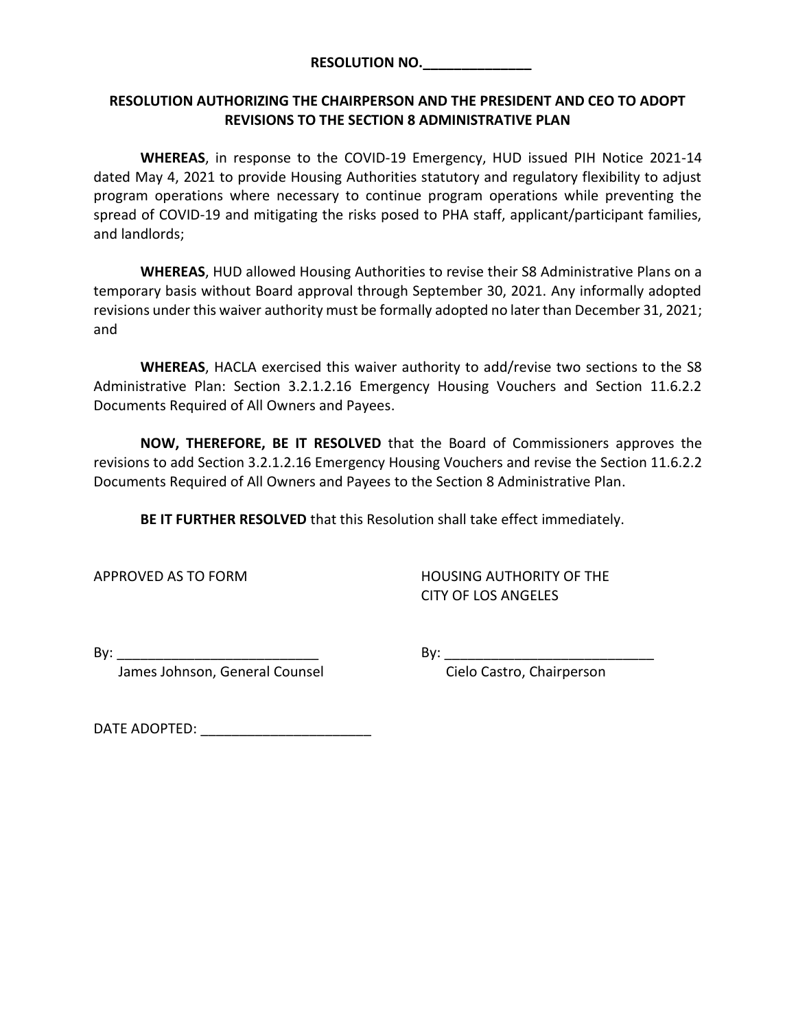**RESOLUTION NO.______________**

**RESOLUTION AUTHORIZING THE CHAIRPERSON AND THE PRESIDENT AND CEO TO ADOPT REVISIONS TO THE SECTION 8 ADMINISTRATIVE PLAN**

**WHEREAS**, in response to the COVID-19 Emergency, HUD issued PIH Notice 2021-14 dated May 4, 2021 to provide Housing Authorities statutory and regulatory flexibility to adjust program operations where necessary to continue program operations while preventing the spread of COVID-19 and mitigating the risks posed to PHA staff, applicant/participant families, and landlords;

**WHEREAS**, HUD allowed Housing Authorities to revise their S8 Administrative Plans on a temporary basis without Board approval through September 30, 2021. Any informally adopted revisions under this waiver authority must be formally adopted no later than December 31, 2021; and

**WHEREAS**, HACLA exercised this waiver authority to add/revise two sections to the S8 Administrative Plan: Section 3.2.1.2.16 Emergency Housing Vouchers and Section 11.6.2.2 Documents Required of All Owners and Payees.

**NOW, THEREFORE, BE IT RESOLVED** that the Board of Commissioners approves the revisions to add Section 3.2.1.2.16 Emergency Housing Vouchers and revise the Section 11.6.2.2 Documents Required of All Owners and Payees to the Section 8 Administrative Plan.

**BE IT FURTHER RESOLVED** that this Resolution shall take effect immediately.

APPROVED AS TO FORM

By: __________________________
James Johnson, General Counsel

HOUSING AUTHORITY OF THE CITY OF LOS ANGELES

By: ___________________________
Cielo Castro, Chairperson

DATE ADOPTED: ______________________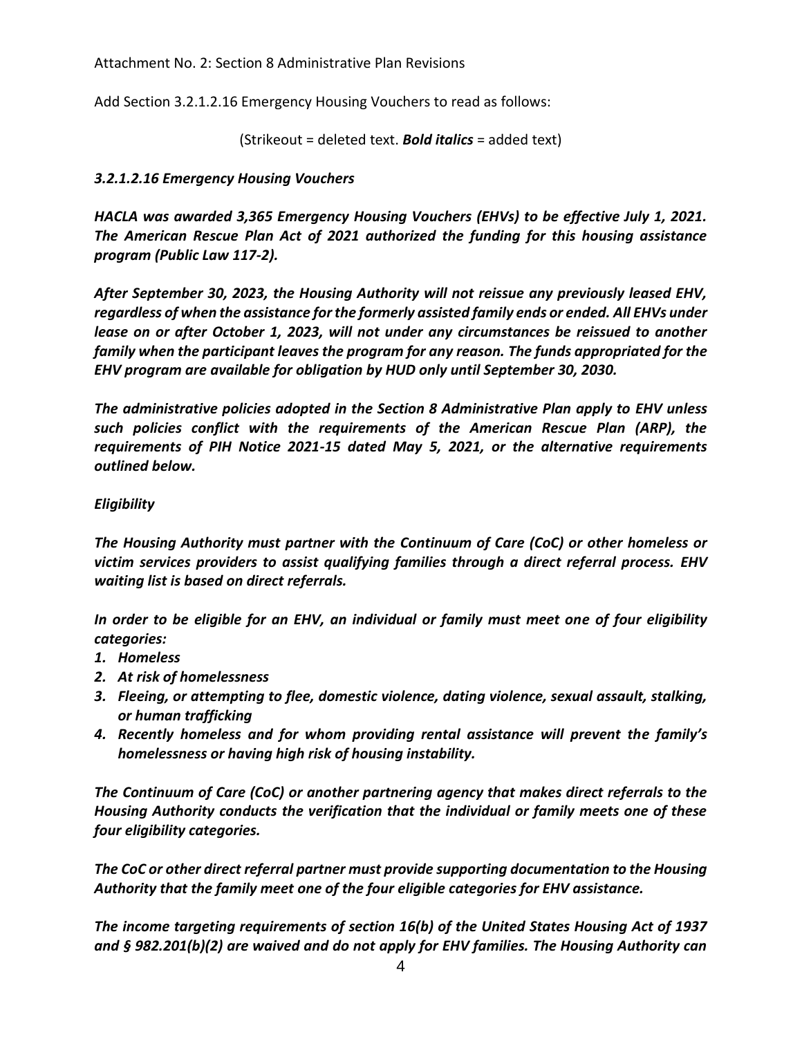Attachment No. 2: Section 8 Administrative Plan Revisions

Add Section 3.2.1.2.16 Emergency Housing Vouchers to read as follows:

(Strikeout = deleted text. ***Bold italics*** = added text)

***3.2.1.2.16 Emergency Housing Vouchers***

***HACLA was awarded 3,365 Emergency Housing Vouchers (EHVs) to be effective July 1, 2021. The American Rescue Plan Act of 2021 authorized the funding for this housing assistance program (Public Law 117-2).***

***After September 30, 2023, the Housing Authority will not reissue any previously leased EHV, regardless of when the assistance for the formerly assisted family ends or ended. All EHVs under lease on or after October 1, 2023, will not under any circumstances be reissued to another family when the participant leaves the program for any reason. The funds appropriated for the EHV program are available for obligation by HUD only until September 30, 2030.***

***The administrative policies adopted in the Section 8 Administrative Plan apply to EHV unless such policies conflict with the requirements of the American Rescue Plan (ARP), the requirements of PIH Notice 2021-15 dated May 5, 2021, or the alternative requirements outlined below.***

***Eligibility***

***The Housing Authority must partner with the Continuum of Care (CoC) or other homeless or victim services providers to assist qualifying families through a direct referral process. EHV waiting list is based on direct referrals.***

***In order to be eligible for an EHV, an individual or family must meet one of four eligibility categories:***

1. ***Homeless***
2. ***At risk of homelessness***
3. ***Fleeing, or attempting to flee, domestic violence, dating violence, sexual assault, stalking, or human trafficking***
4. ***Recently homeless and for whom providing rental assistance will prevent the family's homelessness or having high risk of housing instability.***

***The Continuum of Care (CoC) or another partnering agency that makes direct referrals to the Housing Authority conducts the verification that the individual or family meets one of these four eligibility categories.***

***The CoC or other direct referral partner must provide supporting documentation to the Housing Authority that the family meet one of the four eligible categories for EHV assistance.***

***The income targeting requirements of section 16(b) of the United States Housing Act of 1937 and § 982.201(b)(2) are waived and do not apply for EHV families. The Housing Authority can***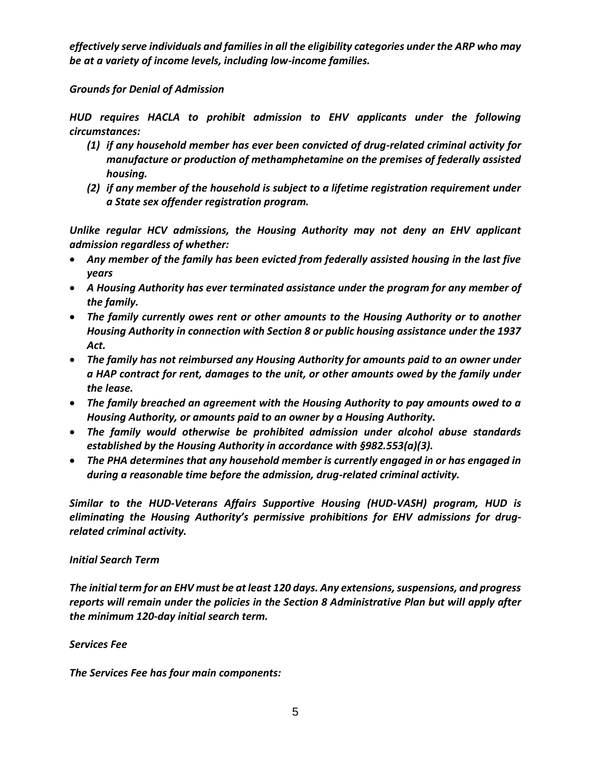***effectively serve individuals and families in all the eligibility categories under the ARP who may be at a variety of income levels, including low-income families.***

***Grounds for Denial of Admission***

***HUD requires HACLA to prohibit admission to EHV applicants under the following circumstances:***

1. ***if any household member has ever been convicted of drug-related criminal activity for manufacture or production of methamphetamine on the premises of federally assisted housing.***
2. ***if any member of the household is subject to a lifetime registration requirement under a State sex offender registration program.***

***Unlike regular HCV admissions, the Housing Authority may not deny an EHV applicant admission regardless of whether:***

- ***Any member of the family has been evicted from federally assisted housing in the last five years***
- ***A Housing Authority has ever terminated assistance under the program for any member of the family.***
- ***The family currently owes rent or other amounts to the Housing Authority or to another Housing Authority in connection with Section 8 or public housing assistance under the 1937 Act.***
- ***The family has not reimbursed any Housing Authority for amounts paid to an owner under a HAP contract for rent, damages to the unit, or other amounts owed by the family under the lease.***
- ***The family breached an agreement with the Housing Authority to pay amounts owed to a Housing Authority, or amounts paid to an owner by a Housing Authority.***
- ***The family would otherwise be prohibited admission under alcohol abuse standards established by the Housing Authority in accordance with §982.553(a)(3).***
- ***The PHA determines that any household member is currently engaged in or has engaged in during a reasonable time before the admission, drug-related criminal activity.***

***Similar to the HUD-Veterans Affairs Supportive Housing (HUD-VASH) program, HUD is eliminating the Housing Authority's permissive prohibitions for EHV admissions for drug-related criminal activity.***

***Initial Search Term***

***The initial term for an EHV must be at least 120 days. Any extensions, suspensions, and progress reports will remain under the policies in the Section 8 Administrative Plan but will apply after the minimum 120-day initial search term.***

***Services Fee***

***The Services Fee has four main components:***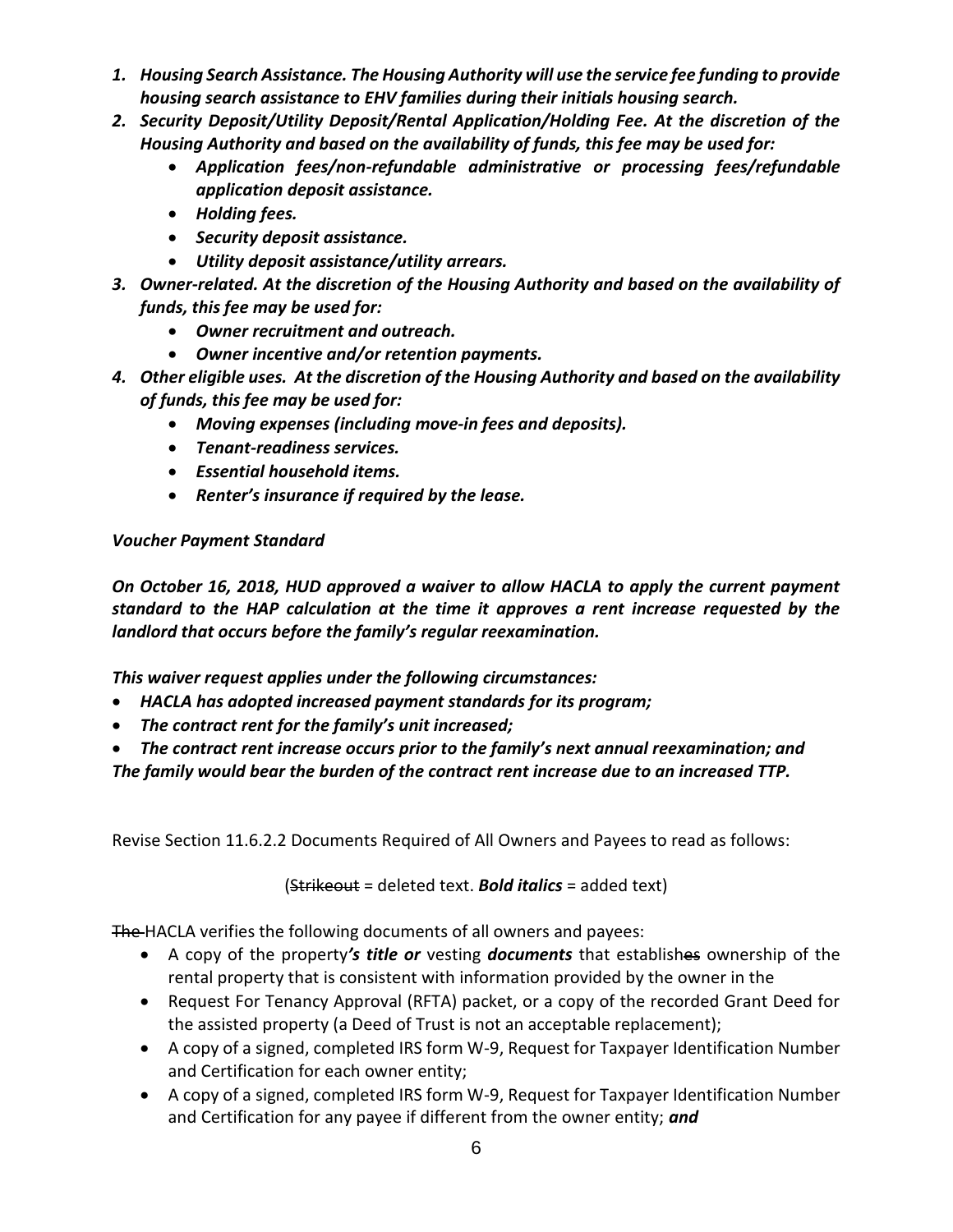1. ***Housing Search Assistance. The Housing Authority will use the service fee funding to provide housing search assistance to EHV families during their initials housing search.***
2. ***Security Deposit/Utility Deposit/Rental Application/Holding Fee. At the discretion of the Housing Authority and based on the availability of funds, this fee may be used for:***
   - ***Application fees/non-refundable administrative or processing fees/refundable application deposit assistance.***
   - ***Holding fees.***
   - ***Security deposit assistance.***
   - ***Utility deposit assistance/utility arrears.***
3. ***Owner-related. At the discretion of the Housing Authority and based on the availability of funds, this fee may be used for:***
   - ***Owner recruitment and outreach.***
   - ***Owner incentive and/or retention payments.***
4. ***Other eligible uses. At the discretion of the Housing Authority and based on the availability of funds, this fee may be used for:***
   - ***Moving expenses (including move-in fees and deposits).***
   - ***Tenant-readiness services.***
   - ***Essential household items.***
   - ***Renter's insurance if required by the lease.***

*Voucher Payment Standard*

***On October 16, 2018, HUD approved a waiver to allow HACLA to apply the current payment standard to the HAP calculation at the time it approves a rent increase requested by the landlord that occurs before the family's regular reexamination.***

***This waiver request applies under the following circumstances:***

- ***HACLA has adopted increased payment standards for its program;***
- ***The contract rent for the family's unit increased;***
- ***The contract rent increase occurs prior to the family's next annual reexamination; and***

***The family would bear the burden of the contract rent increase due to an increased TTP.***

Revise Section 11.6.2.2 Documents Required of All Owners and Payees to read as follows:

(~~Strikeout~~ = deleted text. ***Bold italics*** = added text)

~~The~~ HACLA verifies the following documents of all owners and payees:

- A copy of the property***'s title or*** vesting ***documents*** that establish~~es~~ ownership of the rental property that is consistent with information provided by the owner in the
- Request For Tenancy Approval (RFTA) packet, or a copy of the recorded Grant Deed for the assisted property (a Deed of Trust is not an acceptable replacement);
- A copy of a signed, completed IRS form W-9, Request for Taxpayer Identification Number and Certification for each owner entity;
- A copy of a signed, completed IRS form W-9, Request for Taxpayer Identification Number and Certification for any payee if different from the owner entity; ***and***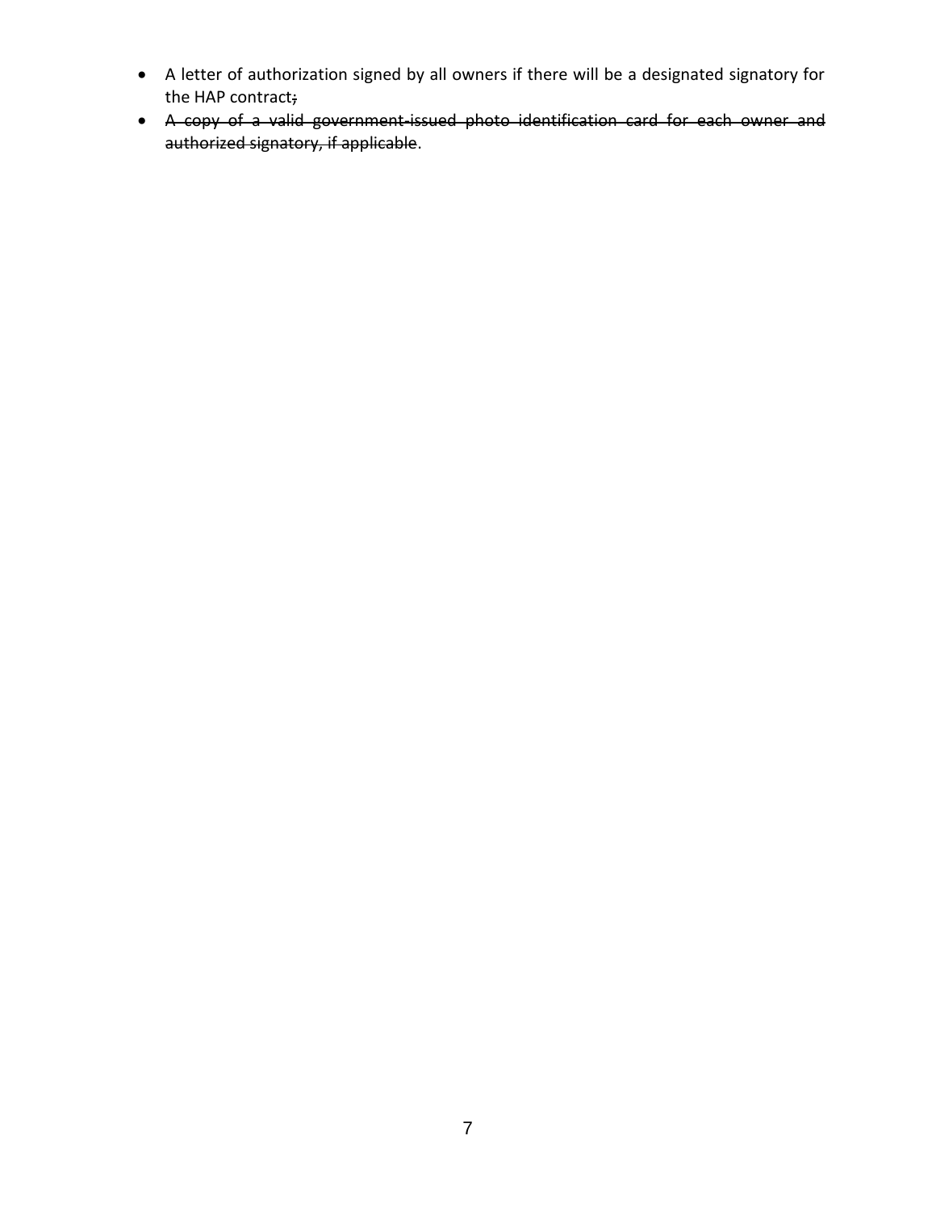- A letter of authorization signed by all owners if there will be a designated signatory for the HAP contract~~;~~
- ~~A copy of a valid government-issued photo identification card for each owner and authorized signatory, if applicable~~.